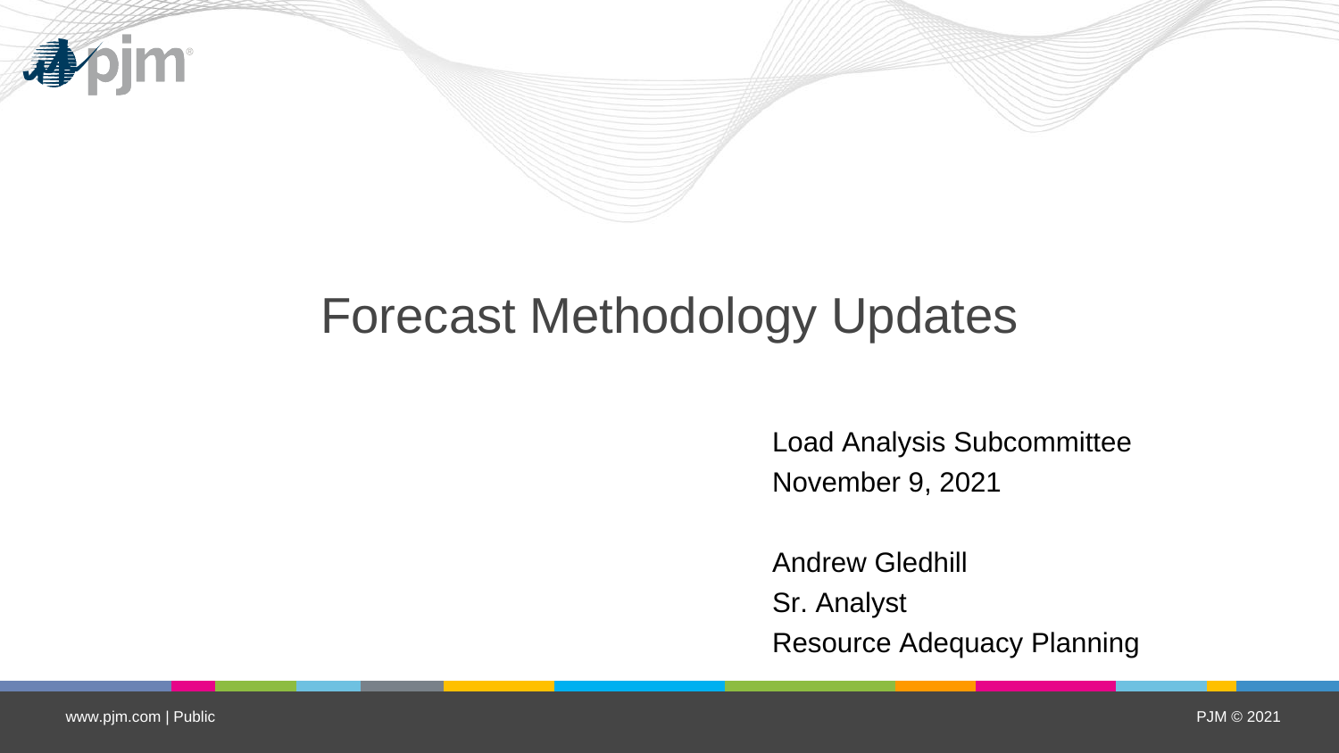# Forecast Methodology Updates

Load Analysis Subcommittee
November 9, 2021

Andrew Gledhill
Sr. Analyst
Resource Adequacy Planning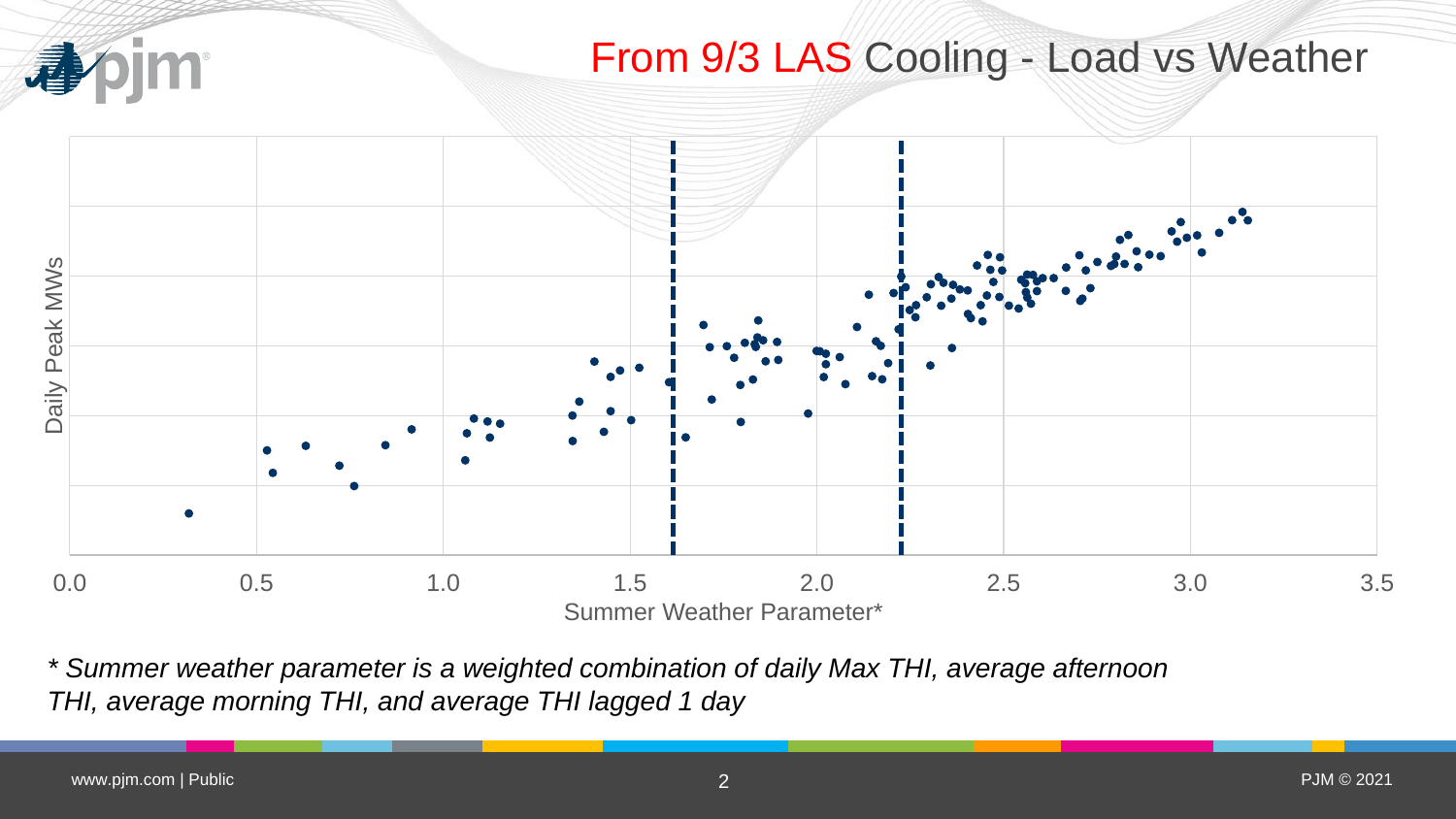# From 9/3 LAS Cooling - Load vs Weather

Daily Peak MWs

0.0 0.5 1.0 1.5 2.0 2.5 3.0 3.5

Summer Weather Parameter*

*\* Summer weather parameter is a weighted combination of daily Max THI, average afternoon THI, average morning THI, and average THI lagged 1 day*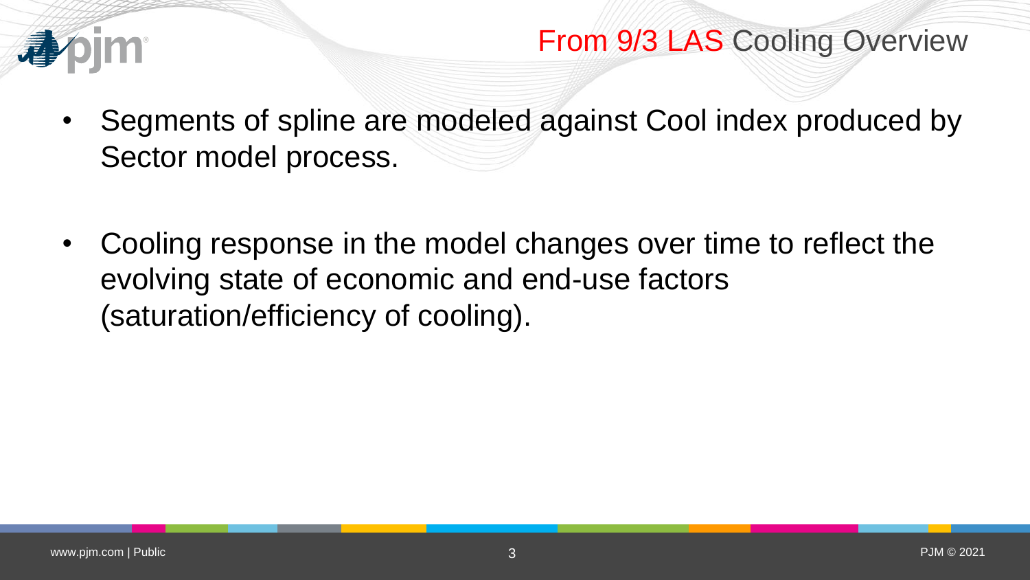# From 9/3 LAS Cooling Overview

- Segments of spline are modeled against Cool index produced by Sector model process.

- Cooling response in the model changes over time to reflect the evolving state of economic and end-use factors (saturation/efficiency of cooling).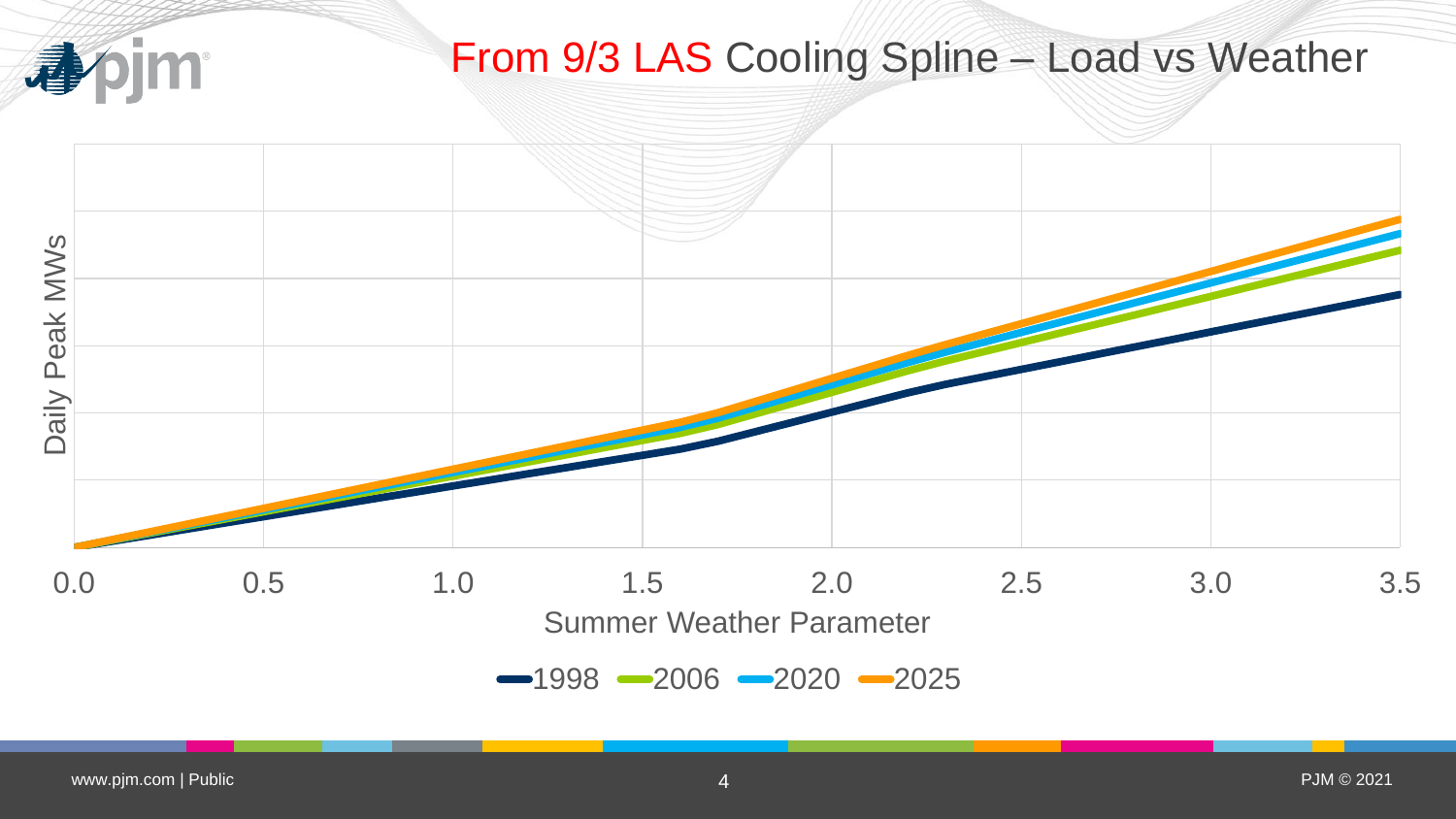# From 9/3 LAS Cooling Spline – Load vs Weather

Daily Peak MWs

0.0 0.5 1.0 1.5 2.0 2.5 3.0 3.5

Summer Weather Parameter

1998 2006 2020 2025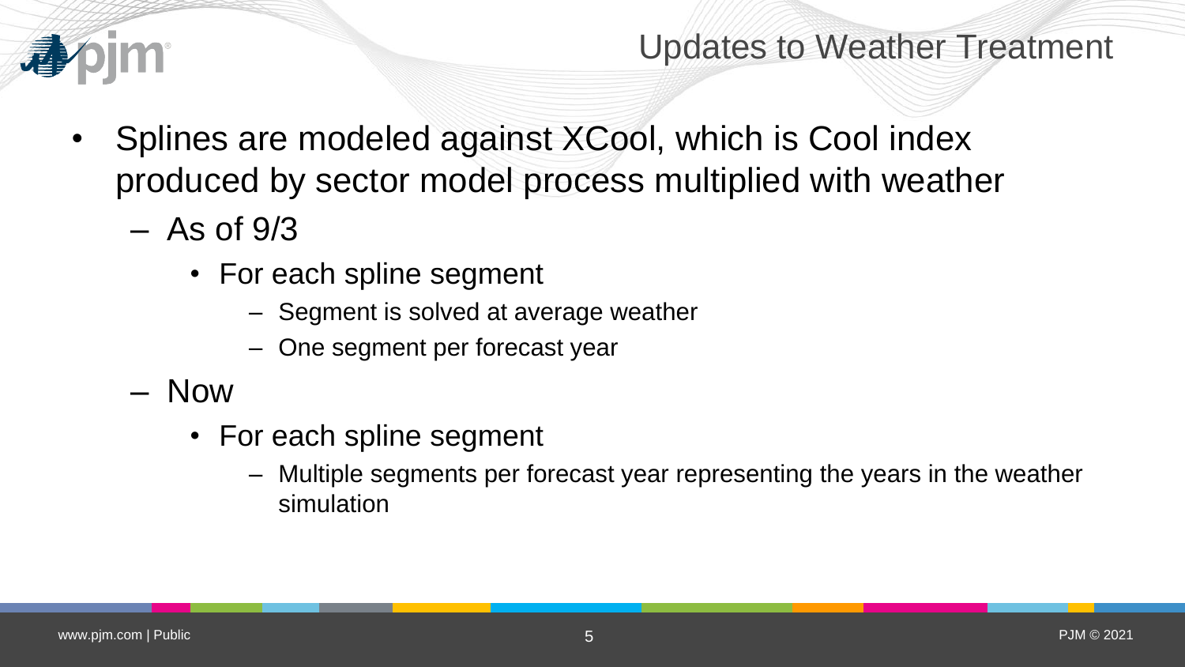# Updates to Weather Treatment

- Splines are modeled against XCool, which is Cool index produced by sector model process multiplied with weather
  - As of 9/3
    - For each spline segment
      - Segment is solved at average weather
      - One segment per forecast year
  - Now
    - For each spline segment
      - Multiple segments per forecast year representing the years in the weather simulation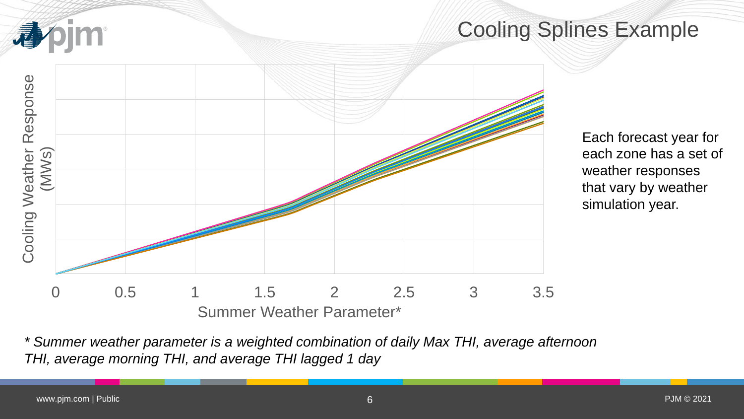# Cooling Splines Example

Cooling Weather Response (MWs)

0 0.5 1 1.5 2 2.5 3 3.5

Summer Weather Parameter*

Each forecast year for each zone has a set of weather responses that vary by weather simulation year.

*\* Summer weather parameter is a weighted combination of daily Max THI, average afternoon THI, average morning THI, and average THI lagged 1 day*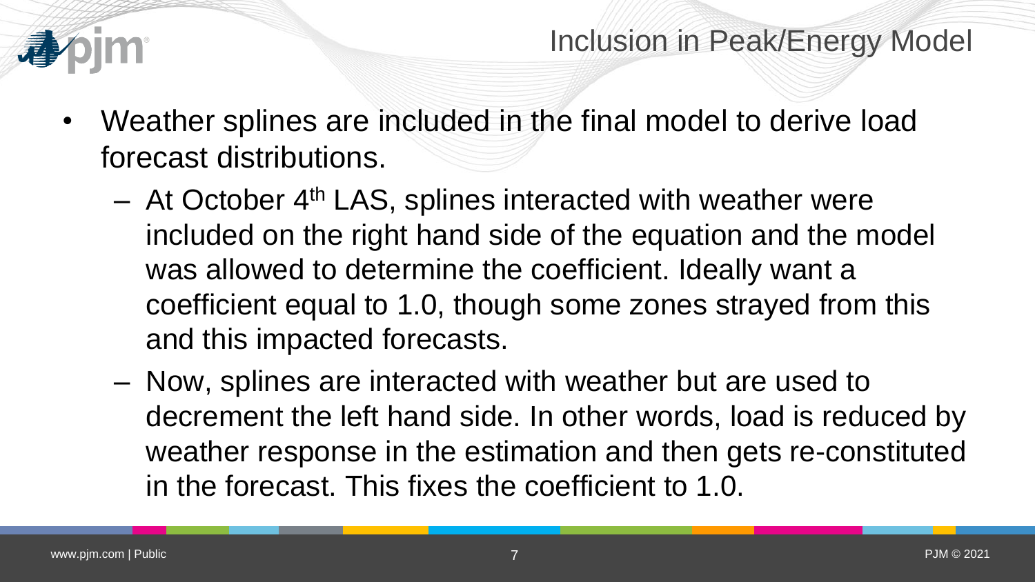# Inclusion in Peak/Energy Model

- Weather splines are included in the final model to derive load forecast distributions.
  - At October 4th LAS, splines interacted with weather were included on the right hand side of the equation and the model was allowed to determine the coefficient. Ideally want a coefficient equal to 1.0, though some zones strayed from this and this impacted forecasts.
  - Now, splines are interacted with weather but are used to decrement the left hand side. In other words, load is reduced by weather response in the estimation and then gets re-constituted in the forecast. This fixes the coefficient to 1.0.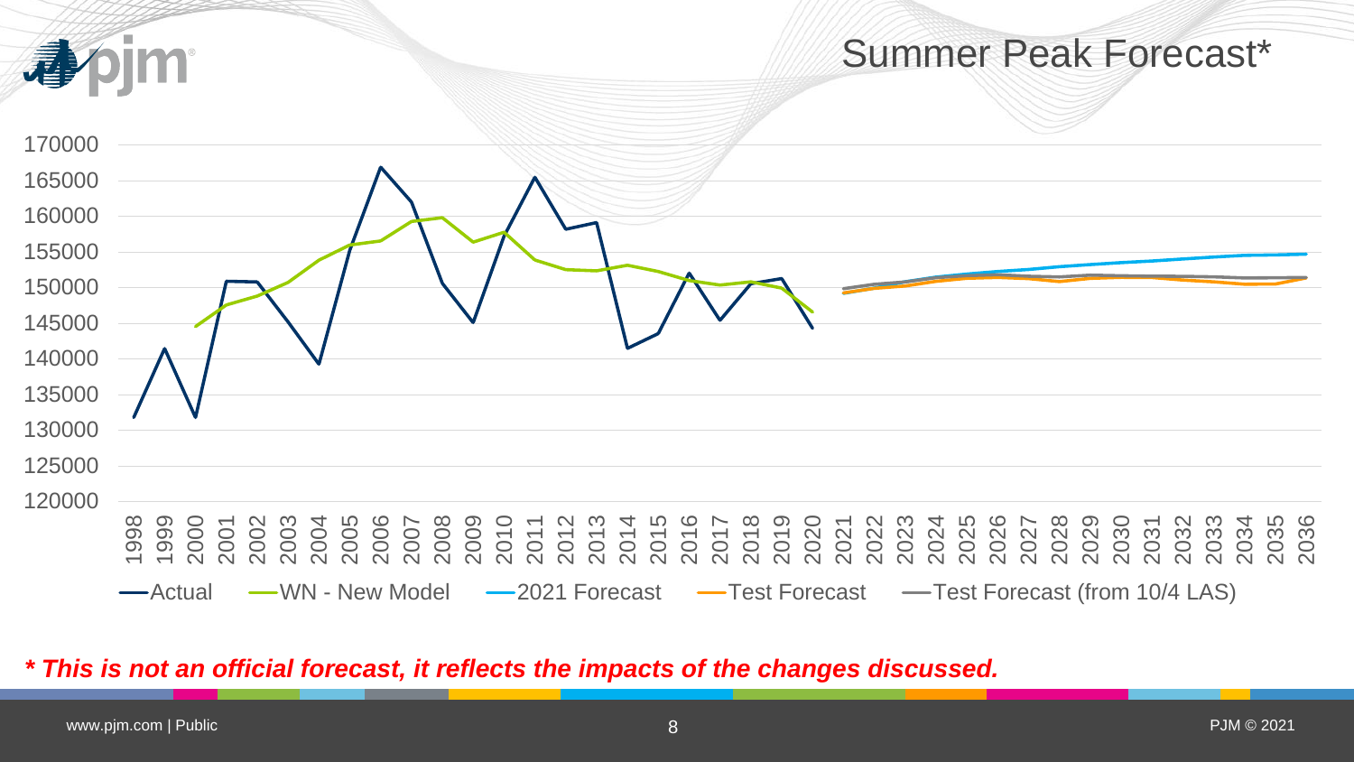# Summer Peak Forecast*

*** This is not an official forecast, it reflects the impacts of the changes discussed.**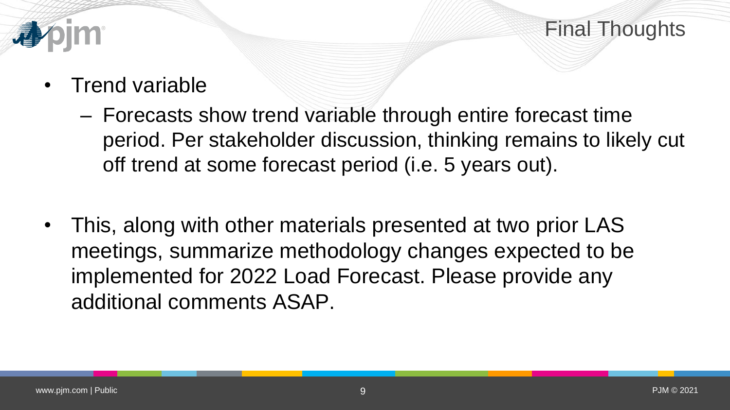# Final Thoughts

- Trend variable
  - Forecasts show trend variable through entire forecast time period. Per stakeholder discussion, thinking remains to likely cut off trend at some forecast period (i.e. 5 years out).

- This, along with other materials presented at two prior LAS meetings, summarize methodology changes expected to be implemented for 2022 Load Forecast. Please provide any additional comments ASAP.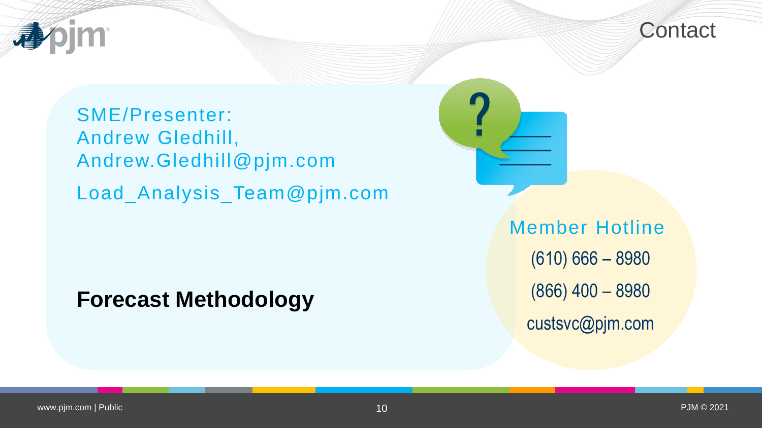# Contact

SME/Presenter:
Andrew Gledhill,
Andrew.Gledhill@pjm.com

Load_Analysis_Team@pjm.com

**Forecast Methodology**

Member Hotline

(610) 666 – 8980

(866) 400 – 8980

custsvc@pjm.com